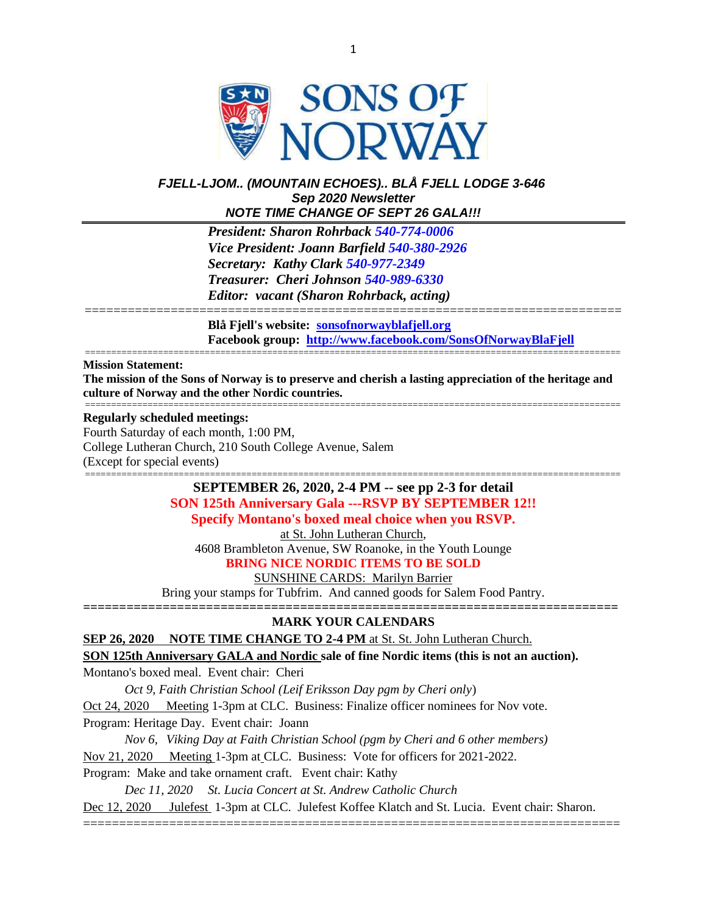# FJELL-LJOM.. (MOUNTAIN ECHOES).. BLÅ FJELL LODGE 3-646

***Sep 2020 Newsletter***

***NOTE TIME CHANGE OF SEPT 26 GALA!!!***

***President: Sharon Rohrback 540-774-0006***
***Vice President: Joann Barfield 540-380-2926***
***Secretary: Kathy Clark 540-977-2349***
***Treasurer: Cheri Johnson 540-989-6330***
***Editor: vacant (Sharon Rohrback, acting)***

**Blå Fjell's website: sonsofnorwayblafjell.org**
**Facebook group: http://www.facebook.com/SonsOfNorwayBlaFjell**

---

**Mission Statement:**
**The mission of the Sons of Norway is to preserve and cherish a lasting appreciation of the heritage and culture of Norway and the other Nordic countries.**

---

**Regularly scheduled meetings:**
Fourth Saturday of each month, 1:00 PM,
College Lutheran Church, 210 South College Avenue, Salem
(Except for special events)

---

**SEPTEMBER 26, 2020, 2-4 PM -- see pp 2-3 for detail**
**SON 125th Anniversary Gala ---RSVP BY SEPTEMBER 12!!**
**Specify Montano's boxed meal choice when you RSVP.**
at St. John Lutheran Church,
4608 Brambleton Avenue, SW Roanoke, in the Youth Lounge
**BRING NICE NORDIC ITEMS TO BE SOLD**
SUNSHINE CARDS: Marilyn Barrier
Bring your stamps for Tubfrim. And canned goods for Salem Food Pantry.

---

## MARK YOUR CALENDARS

**SEP 26, 2020 NOTE TIME CHANGE TO 2-4 PM** at St. St. John Lutheran Church.
**SON 125th Anniversary GALA and Nordic sale of fine Nordic items (this is not an auction).**
Montano's boxed meal. Event chair: Cheri

*Oct 9, Faith Christian School (Leif Eriksson Day pgm by Cheri only)*

Oct 24, 2020 Meeting 1-3pm at CLC. Business: Finalize officer nominees for Nov vote.
Program: Heritage Day. Event chair: Joann

*Nov 6, Viking Day at Faith Christian School (pgm by Cheri and 6 other members)*

Nov 21, 2020 Meeting 1-3pm at CLC. Business: Vote for officers for 2021-2022.
Program: Make and take ornament craft. Event chair: Kathy

*Dec 11, 2020 St. Lucia Concert at St. Andrew Catholic Church*

Dec 12, 2020 Julefest 1-3pm at CLC. Julefest Koffee Klatch and St. Lucia. Event chair: Sharon.

---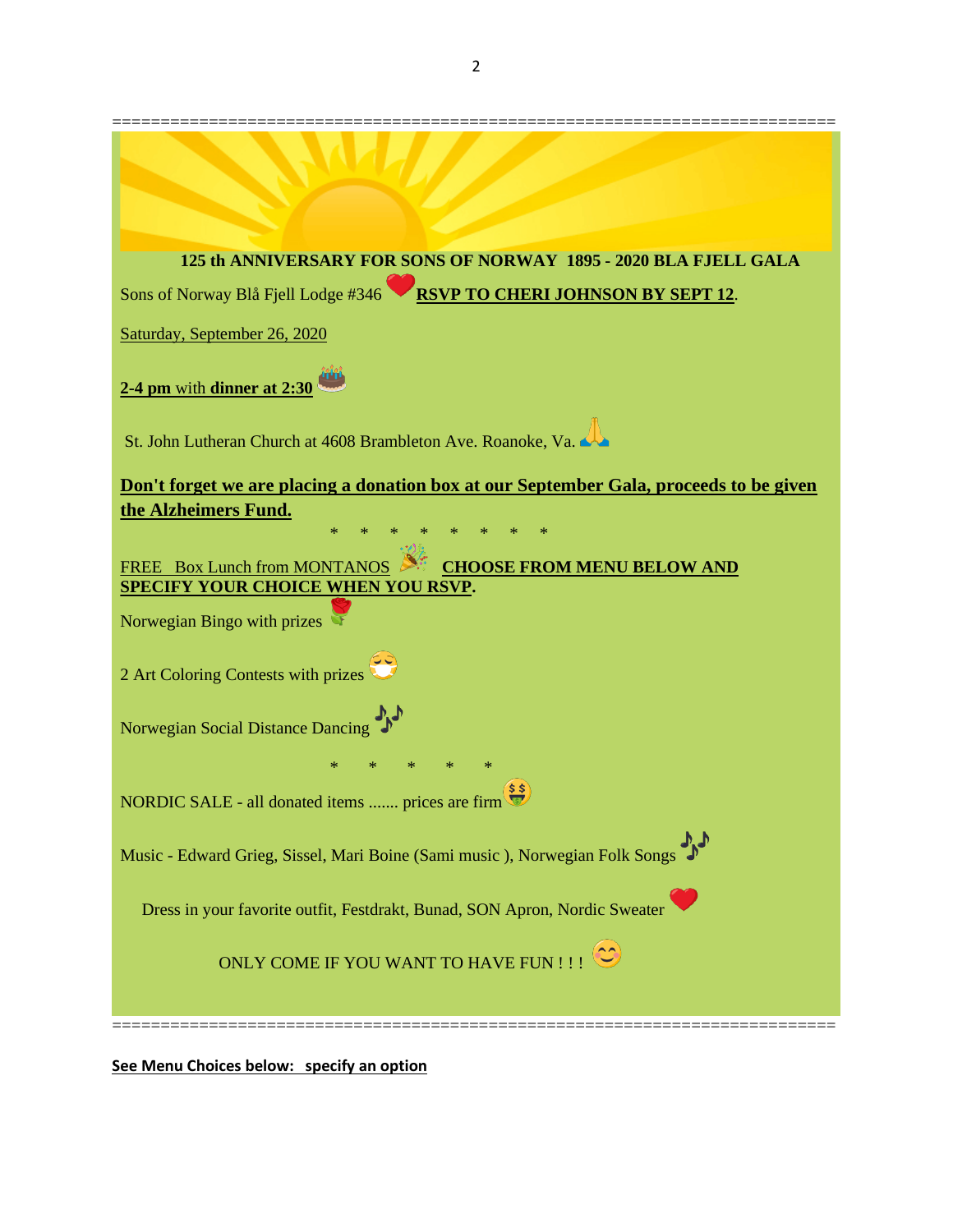========================================================================

**125 th ANNIVERSARY FOR SONS OF NORWAY 1895 - 2020 BLA FJELL GALA**

Sons of Norway Blå Fjell Lodge #346 ❤️ **RSVP TO CHERI JOHNSON BY SEPT 12**.

Saturday, September 26, 2020

**2-4 pm** with **dinner at 2:30** 🎂

St. John Lutheran Church at 4608 Brambleton Ave. Roanoke, Va. 🙏

**Don't forget we are placing a donation box at our September Gala, proceeds to be given the Alzheimers Fund.**

\* \* \* \* \* \* \* \*

FREE Box Lunch from MONTANOS 🎉 **CHOOSE FROM MENU BELOW AND SPECIFY YOUR CHOICE WHEN YOU RSVP.**

Norwegian Bingo with prizes 🌹

2 Art Coloring Contests with prizes 😷

Norwegian Social Distance Dancing 🎶

\* \* \* \* \*

NORDIC SALE - all donated items ....... prices are firm 🤑

Music - Edward Grieg, Sissel, Mari Boine (Sami music ), Norwegian Folk Songs 🎶

Dress in your favorite outfit, Festdrakt, Bunad, SON Apron, Nordic Sweater ❤️

ONLY COME IF YOU WANT TO HAVE FUN ! ! ! 😊

========================================================================

**See Menu Choices below: specify an option**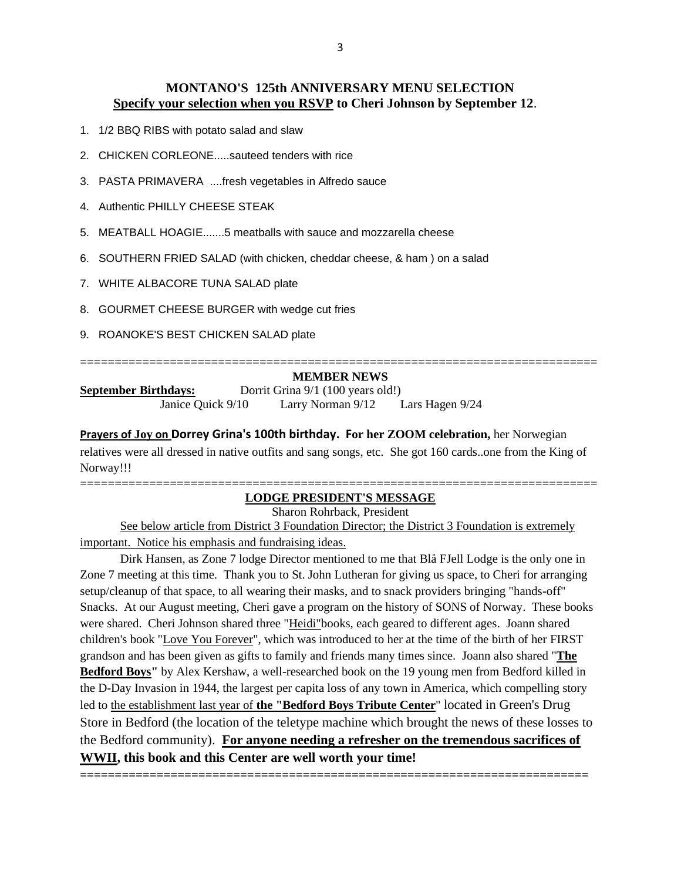## MONTANO'S 125th ANNIVERSARY MENU SELECTION

**Specify your selection when you RSVP to Cheri Johnson by September 12**.

1. 1/2 BBQ RIBS with potato salad and slaw
2. CHICKEN CORLEONE.....sauteed tenders with rice
3. PASTA PRIMAVERA ....fresh vegetables in Alfredo sauce
4. Authentic PHILLY CHEESE STEAK
5. MEATBALL HOAGIE.......5 meatballs with sauce and mozzarella cheese
6. SOUTHERN FRIED SALAD (with chicken, cheddar cheese, & ham ) on a salad
7. WHITE ALBACORE TUNA SALAD plate
8. GOURMET CHEESE BURGER with wedge cut fries
9. ROANOKE'S BEST CHICKEN SALAD plate

==========================================================================

**MEMBER NEWS**

**September Birthdays:** Dorrit Grina 9/1 (100 years old!)
Janice Quick 9/10 Larry Norman 9/12 Lars Hagen 9/24

**Prayers of Joy on Dorrey Grina's 100th birthday. For her ZOOM celebration,** her Norwegian relatives were all dressed in native outfits and sang songs, etc. She got 160 cards..one from the King of Norway!!!

==========================================================================

## LODGE PRESIDENT'S MESSAGE

Sharon Rohrback, President

See below article from District 3 Foundation Director; the District 3 Foundation is extremely important. Notice his emphasis and fundraising ideas.

Dirk Hansen, as Zone 7 lodge Director mentioned to me that Blå FJell Lodge is the only one in Zone 7 meeting at this time. Thank you to St. John Lutheran for giving us space, to Cheri for arranging setup/cleanup of that space, to all wearing their masks, and to snack providers bringing "hands-off" Snacks. At our August meeting, Cheri gave a program on the history of SONS of Norway. These books were shared. Cheri Johnson shared three "Heidi"books, each geared to different ages. Joann shared children's book "Love You Forever", which was introduced to her at the time of the birth of her FIRST grandson and has been given as gifts to family and friends many times since. Joann also shared "**The Bedford Boys**" by Alex Kershaw, a well-researched book on the 19 young men from Bedford killed in the D-Day Invasion in 1944, the largest per capita loss of any town in America, which compelling story led to the establishment last year of **the "Bedford Boys Tribute Center**" located in Green's Drug Store in Bedford (the location of the teletype machine which brought the news of these losses to the Bedford community). **For anyone needing a refresher on the tremendous sacrifices of WWII, this book and this Center are well worth your time!**

==========================================================================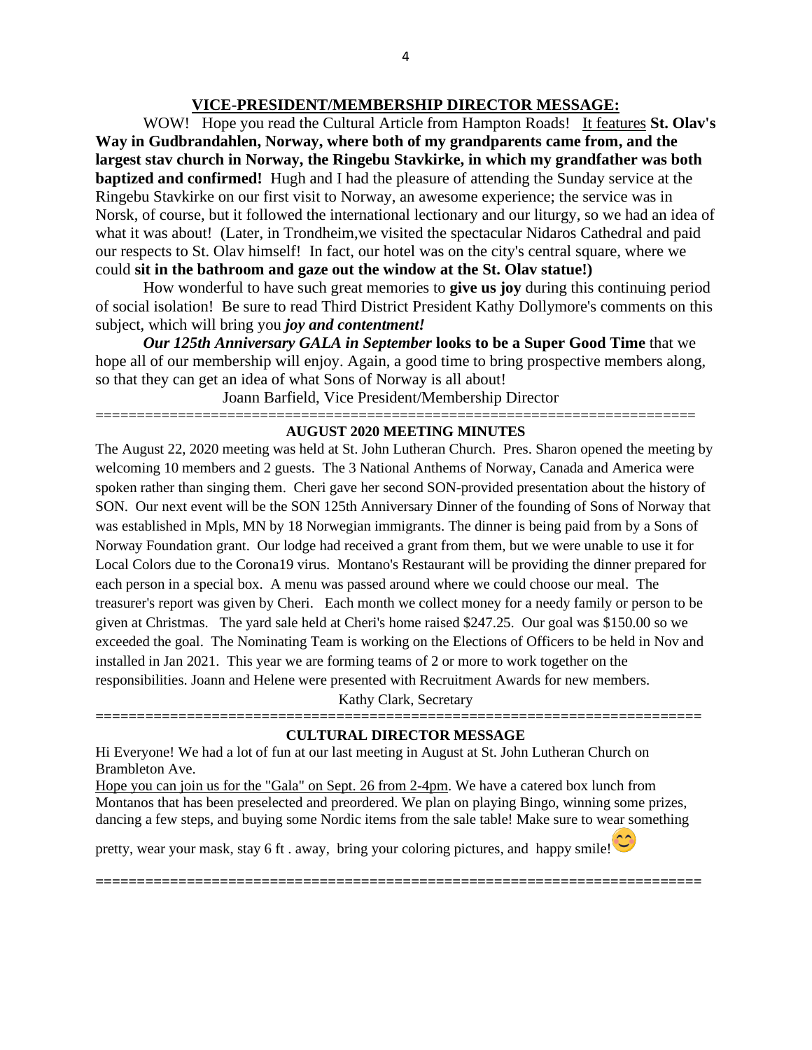## VICE-PRESIDENT/MEMBERSHIP DIRECTOR MESSAGE:

WOW! Hope you read the Cultural Article from Hampton Roads! It features **St. Olav's Way in Gudbrandahlen, Norway, where both of my grandparents came from, and the largest stav church in Norway, the Ringebu Stavkirke, in which my grandfather was both baptized and confirmed!** Hugh and I had the pleasure of attending the Sunday service at the Ringebu Stavkirke on our first visit to Norway, an awesome experience; the service was in Norsk, of course, but it followed the international lectionary and our liturgy, so we had an idea of what it was about! (Later, in Trondheim,we visited the spectacular Nidaros Cathedral and paid our respects to St. Olav himself! In fact, our hotel was on the city's central square, where we could **sit in the bathroom and gaze out the window at the St. Olav statue!)**

How wonderful to have such great memories to **give us joy** during this continuing period of social isolation! Be sure to read Third District President Kathy Dollymore's comments on this subject, which will bring you ***joy and contentment!***

***Our 125th Anniversary GALA in September*** **looks to be a Super Good Time** that we hope all of our membership will enjoy. Again, a good time to bring prospective members along, so that they can get an idea of what Sons of Norway is all about!

Joann Barfield, Vice President/Membership Director

=====================================================================

### AUGUST 2020 MEETING MINUTES

The August 22, 2020 meeting was held at St. John Lutheran Church. Pres. Sharon opened the meeting by welcoming 10 members and 2 guests. The 3 National Anthems of Norway, Canada and America were spoken rather than singing them. Cheri gave her second SON-provided presentation about the history of SON. Our next event will be the SON 125th Anniversary Dinner of the founding of Sons of Norway that was established in Mpls, MN by 18 Norwegian immigrants. The dinner is being paid from by a Sons of Norway Foundation grant. Our lodge had received a grant from them, but we were unable to use it for Local Colors due to the Corona19 virus. Montano's Restaurant will be providing the dinner prepared for each person in a special box. A menu was passed around where we could choose our meal. The treasurer's report was given by Cheri. Each month we collect money for a needy family or person to be given at Christmas. The yard sale held at Cheri's home raised $247.25. Our goal was $150.00 so we exceeded the goal. The Nominating Team is working on the Elections of Officers to be held in Nov and installed in Jan 2021. This year we are forming teams of 2 or more to work together on the responsibilities. Joann and Helene were presented with Recruitment Awards for new members.

Kathy Clark, Secretary

=====================================================================

### CULTURAL DIRECTOR MESSAGE

Hi Everyone! We had a lot of fun at our last meeting in August at St. John Lutheran Church on Brambleton Ave.

Hope you can join us for the "Gala" on Sept. 26 from 2-4pm. We have a catered box lunch from Montanos that has been preselected and preordered. We plan on playing Bingo, winning some prizes, dancing a few steps, and buying some Nordic items from the sale table! Make sure to wear something pretty, wear your mask, stay 6 ft . away, bring your coloring pictures, and happy smile! 😊

=====================================================================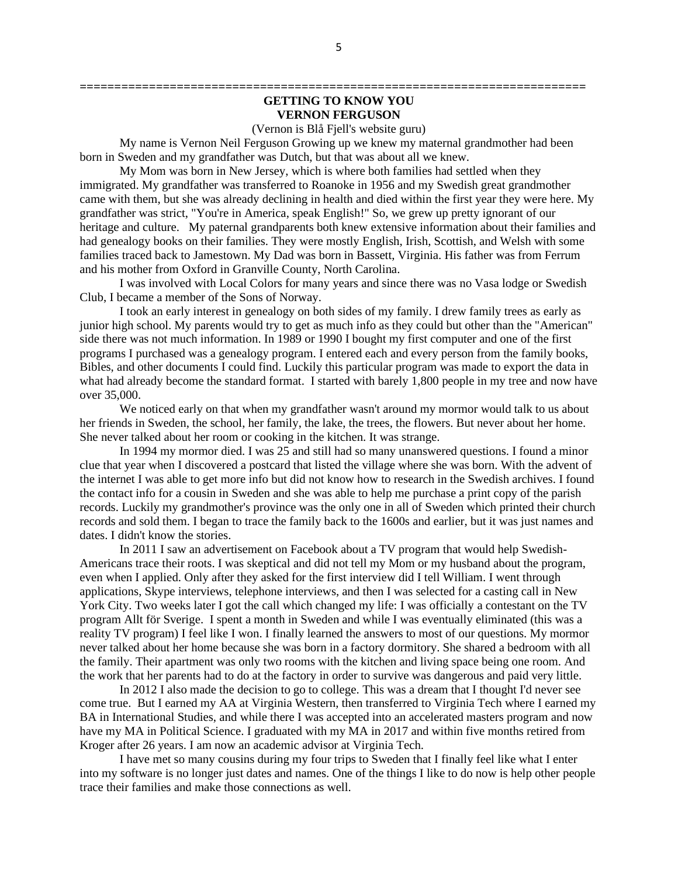# GETTING TO KNOW YOU
## VERNON FERGUSON

(Vernon is Blå Fjell's website guru)

My name is Vernon Neil Ferguson Growing up we knew my maternal grandmother had been born in Sweden and my grandfather was Dutch, but that was about all we knew.

My Mom was born in New Jersey, which is where both families had settled when they immigrated. My grandfather was transferred to Roanoke in 1956 and my Swedish great grandmother came with them, but she was already declining in health and died within the first year they were here. My grandfather was strict, "You're in America, speak English!" So, we grew up pretty ignorant of our heritage and culture. My paternal grandparents both knew extensive information about their families and had genealogy books on their families. They were mostly English, Irish, Scottish, and Welsh with some families traced back to Jamestown. My Dad was born in Bassett, Virginia. His father was from Ferrum and his mother from Oxford in Granville County, North Carolina.

I was involved with Local Colors for many years and since there was no Vasa lodge or Swedish Club, I became a member of the Sons of Norway.

I took an early interest in genealogy on both sides of my family. I drew family trees as early as junior high school. My parents would try to get as much info as they could but other than the "American" side there was not much information. In 1989 or 1990 I bought my first computer and one of the first programs I purchased was a genealogy program. I entered each and every person from the family books, Bibles, and other documents I could find. Luckily this particular program was made to export the data in what had already become the standard format. I started with barely 1,800 people in my tree and now have over 35,000.

We noticed early on that when my grandfather wasn't around my mormor would talk to us about her friends in Sweden, the school, her family, the lake, the trees, the flowers. But never about her home. She never talked about her room or cooking in the kitchen. It was strange.

In 1994 my mormor died. I was 25 and still had so many unanswered questions. I found a minor clue that year when I discovered a postcard that listed the village where she was born. With the advent of the internet I was able to get more info but did not know how to research in the Swedish archives. I found the contact info for a cousin in Sweden and she was able to help me purchase a print copy of the parish records. Luckily my grandmother's province was the only one in all of Sweden which printed their church records and sold them. I began to trace the family back to the 1600s and earlier, but it was just names and dates. I didn't know the stories.

In 2011 I saw an advertisement on Facebook about a TV program that would help Swedish-Americans trace their roots. I was skeptical and did not tell my Mom or my husband about the program, even when I applied. Only after they asked for the first interview did I tell William. I went through applications, Skype interviews, telephone interviews, and then I was selected for a casting call in New York City. Two weeks later I got the call which changed my life: I was officially a contestant on the TV program Allt för Sverige. I spent a month in Sweden and while I was eventually eliminated (this was a reality TV program) I feel like I won. I finally learned the answers to most of our questions. My mormor never talked about her home because she was born in a factory dormitory. She shared a bedroom with all the family. Their apartment was only two rooms with the kitchen and living space being one room. And the work that her parents had to do at the factory in order to survive was dangerous and paid very little.

In 2012 I also made the decision to go to college. This was a dream that I thought I'd never see come true. But I earned my AA at Virginia Western, then transferred to Virginia Tech where I earned my BA in International Studies, and while there I was accepted into an accelerated masters program and now have my MA in Political Science. I graduated with my MA in 2017 and within five months retired from Kroger after 26 years. I am now an academic advisor at Virginia Tech.

I have met so many cousins during my four trips to Sweden that I finally feel like what I enter into my software is no longer just dates and names. One of the things I like to do now is help other people trace their families and make those connections as well.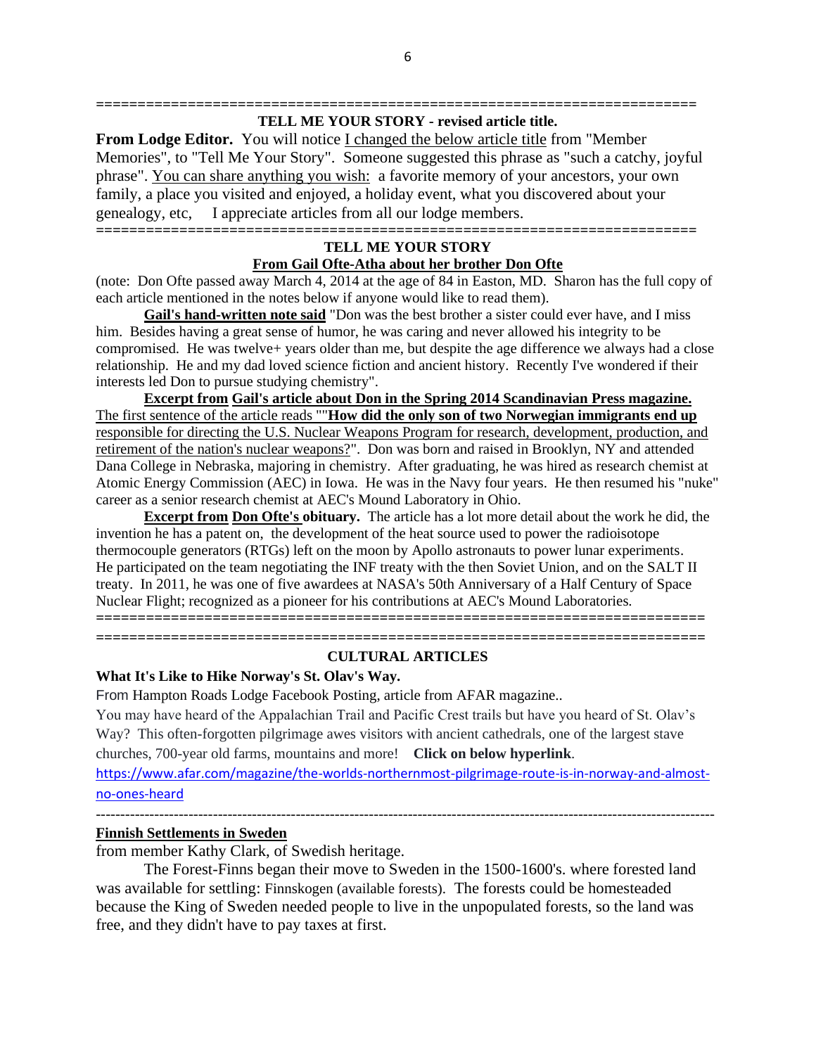========================================================================

**TELL ME YOUR STORY - revised article title.**

**From Lodge Editor.** You will notice I changed the below article title from "Member Memories", to "Tell Me Your Story". Someone suggested this phrase as "such a catchy, joyful phrase". You can share anything you wish: a favorite memory of your ancestors, your own family, a place you visited and enjoyed, a holiday event, what you discovered about your genealogy, etc, I appreciate articles from all our lodge members.

========================================================================

**TELL ME YOUR STORY**

**From Gail Ofte-Atha about her brother Don Ofte**

(note: Don Ofte passed away March 4, 2014 at the age of 84 in Easton, MD. Sharon has the full copy of each article mentioned in the notes below if anyone would like to read them).

**Gail's hand-written note said** "Don was the best brother a sister could ever have, and I miss him. Besides having a great sense of humor, he was caring and never allowed his integrity to be compromised. He was twelve+ years older than me, but despite the age difference we always had a close relationship. He and my dad loved science fiction and ancient history. Recently I've wondered if their interests led Don to pursue studying chemistry".

**Excerpt from Gail's article about Don in the Spring 2014 Scandinavian Press magazine.** The first sentence of the article reads ""**How did the only son of two Norwegian immigrants end up** responsible for directing the U.S. Nuclear Weapons Program for research, development, production, and retirement of the nation's nuclear weapons?". Don was born and raised in Brooklyn, NY and attended Dana College in Nebraska, majoring in chemistry. After graduating, he was hired as research chemist at Atomic Energy Commission (AEC) in Iowa. He was in the Navy four years. He then resumed his "nuke" career as a senior research chemist at AEC's Mound Laboratory in Ohio.

**Excerpt from Don Ofte's obituary.** The article has a lot more detail about the work he did, the invention he has a patent on, the development of the heat source used to power the radioisotope thermocouple generators (RTGs) left on the moon by Apollo astronauts to power lunar experiments. He participated on the team negotiating the INF treaty with the then Soviet Union, and on the SALT II treaty. In 2011, he was one of five awardees at NASA's 50th Anniversary of a Half Century of Space Nuclear Flight; recognized as a pioneer for his contributions at AEC's Mound Laboratories.

========================================================================

========================================================================

**CULTURAL ARTICLES**

**What It's Like to Hike Norway's St. Olav's Way.**

From Hampton Roads Lodge Facebook Posting, article from AFAR magazine..

You may have heard of the Appalachian Trail and Pacific Crest trails but have you heard of St. Olav's Way? This often-forgotten pilgrimage awes visitors with ancient cathedrals, one of the largest stave churches, 700-year old farms, mountains and more! **Click on below hyperlink**.

https://www.afar.com/magazine/the-worlds-northernmost-pilgrimage-route-is-in-norway-and-almost-no-ones-heard

---

**Finnish Settlements in Sweden**

from member Kathy Clark, of Swedish heritage.

The Forest-Finns began their move to Sweden in the 1500-1600's. where forested land was available for settling: Finnskogen (available forests). The forests could be homesteaded because the King of Sweden needed people to live in the unpopulated forests, so the land was free, and they didn't have to pay taxes at first.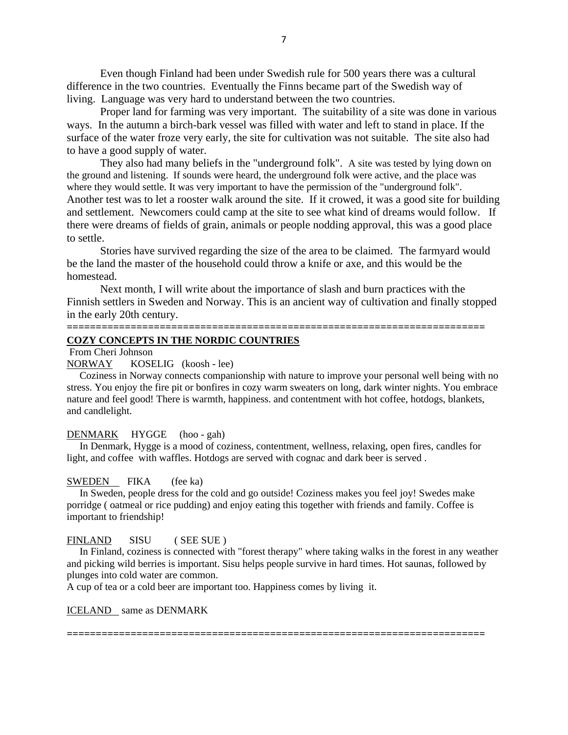Even though Finland had been under Swedish rule for 500 years there was a cultural difference in the two countries. Eventually the Finns became part of the Swedish way of living. Language was very hard to understand between the two countries.

Proper land for farming was very important. The suitability of a site was done in various ways. In the autumn a birch-bark vessel was filled with water and left to stand in place. If the surface of the water froze very early, the site for cultivation was not suitable. The site also had to have a good supply of water.

They also had many beliefs in the "underground folk". A site was tested by lying down on the ground and listening. If sounds were heard, the underground folk were active, and the place was where they would settle. It was very important to have the permission of the "underground folk". Another test was to let a rooster walk around the site. If it crowed, it was a good site for building and settlement. Newcomers could camp at the site to see what kind of dreams would follow. If there were dreams of fields of grain, animals or people nodding approval, this was a good place to settle.

Stories have survived regarding the size of the area to be claimed. The farmyard would be the land the master of the household could throw a knife or axe, and this would be the homestead.

Next month, I will write about the importance of slash and burn practices with the Finnish settlers in Sweden and Norway. This is an ancient way of cultivation and finally stopped in the early 20th century.

==========================================================================

## COZY CONCEPTS IN THE NORDIC COUNTRIES

From Cheri Johnson

NORWAY KOSELIG (koosh - lee)

Coziness in Norway connects companionship with nature to improve your personal well being with no stress. You enjoy the fire pit or bonfires in cozy warm sweaters on long, dark winter nights. You embrace nature and feel good! There is warmth, happiness. and contentment with hot coffee, hotdogs, blankets, and candlelight.

DENMARK HYGGE (hoo - gah)

In Denmark, Hygge is a mood of coziness, contentment, wellness, relaxing, open fires, candles for light, and coffee with waffles. Hotdogs are served with cognac and dark beer is served .

SWEDEN FIKA (fee ka)

In Sweden, people dress for the cold and go outside! Coziness makes you feel joy! Swedes make porridge ( oatmeal or rice pudding) and enjoy eating this together with friends and family. Coffee is important to friendship!

FINLAND SISU ( SEE SUE )

In Finland, coziness is connected with "forest therapy" where taking walks in the forest in any weather and picking wild berries is important. Sisu helps people survive in hard times. Hot saunas, followed by plunges into cold water are common.

A cup of tea or a cold beer are important too. Happiness comes by living it.

ICELAND same as DENMARK

==========================================================================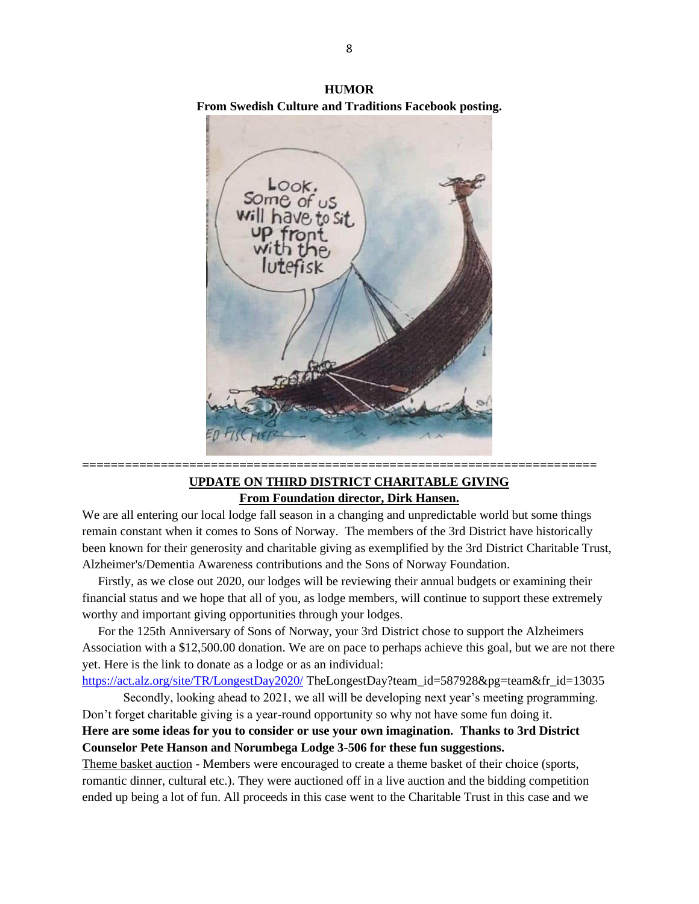**HUMOR**

**From Swedish Culture and Traditions Facebook posting.**

===================================================================

**UPDATE ON THIRD DISTRICT CHARITABLE GIVING**

**From Foundation director, Dirk Hansen.**

We are all entering our local lodge fall season in a changing and unpredictable world but some things remain constant when it comes to Sons of Norway. The members of the 3rd District have historically been known for their generosity and charitable giving as exemplified by the 3rd District Charitable Trust, Alzheimer's/Dementia Awareness contributions and the Sons of Norway Foundation.

Firstly, as we close out 2020, our lodges will be reviewing their annual budgets or examining their financial status and we hope that all of you, as lodge members, will continue to support these extremely worthy and important giving opportunities through your lodges.

For the 125th Anniversary of Sons of Norway, your 3rd District chose to support the Alzheimers Association with a $12,500.00 donation. We are on pace to perhaps achieve this goal, but we are not there yet. Here is the link to donate as a lodge or as an individual:

https://act.alz.org/site/TR/LongestDay2020/ TheLongestDay?team_id=587928&pg=team&fr_id=13035

Secondly, looking ahead to 2021, we all will be developing next year's meeting programming. Don't forget charitable giving is a year-round opportunity so why not have some fun doing it.

**Here are some ideas for you to consider or use your own imagination. Thanks to 3rd District Counselor Pete Hanson and Norumbega Lodge 3-506 for these fun suggestions.**

Theme basket auction - Members were encouraged to create a theme basket of their choice (sports, romantic dinner, cultural etc.). They were auctioned off in a live auction and the bidding competition ended up being a lot of fun. All proceeds in this case went to the Charitable Trust in this case and we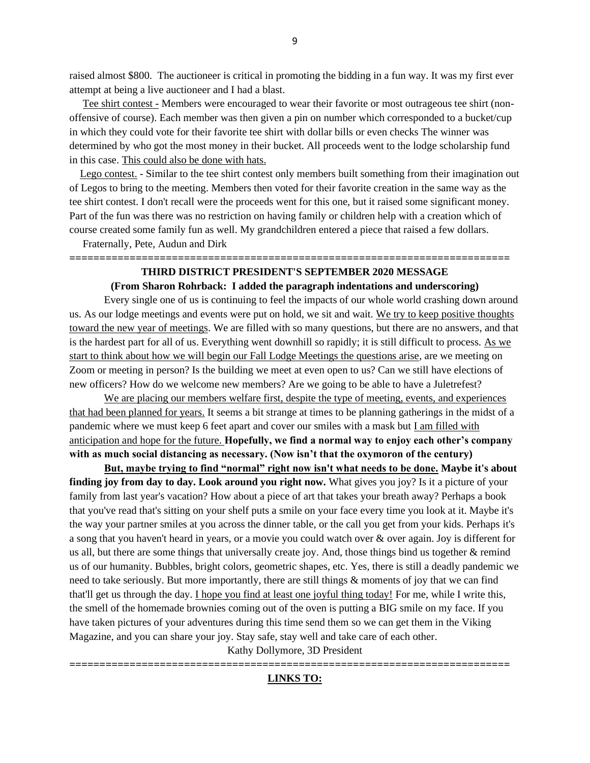raised almost $800. The auctioneer is critical in promoting the bidding in a fun way. It was my first ever attempt at being a live auctioneer and I had a blast.

<u>Tee shirt contest -</u> Members were encouraged to wear their favorite or most outrageous tee shirt (non-offensive of course). Each member was then given a pin on number which corresponded to a bucket/cup in which they could vote for their favorite tee shirt with dollar bills or even checks The winner was determined by who got the most money in their bucket. All proceeds went to the lodge scholarship fund in this case. <u>This could also be done with hats.</u>

<u>Lego contest.</u> - Similar to the tee shirt contest only members built something from their imagination out of Legos to bring to the meeting. Members then voted for their favorite creation in the same way as the tee shirt contest. I don't recall were the proceeds went for this one, but it raised some significant money. Part of the fun was there was no restriction on having family or children help with a creation which of course created some family fun as well. My grandchildren entered a piece that raised a few dollars.

Fraternally, Pete, Audun and Dirk

========================================================================

**THIRD DISTRICT PRESIDENT'S SEPTEMBER 2020 MESSAGE**

**(From Sharon Rohrback: I added the paragraph indentations and underscoring)**

Every single one of us is continuing to feel the impacts of our whole world crashing down around us. As our lodge meetings and events were put on hold, we sit and wait. <u>We try to keep positive thoughts toward the new year of meetings</u>. We are filled with so many questions, but there are no answers, and that is the hardest part for all of us. Everything went downhill so rapidly; it is still difficult to process. <u>As we start to think about how we will begin our Fall Lodge Meetings the questions arise</u>, are we meeting on Zoom or meeting in person? Is the building we meet at even open to us? Can we still have elections of new officers? How do we welcome new members? Are we going to be able to have a Juletrefest?

<u>We are placing our members welfare first, despite the type of meeting, events, and experiences that had been planned for years.</u> It seems a bit strange at times to be planning gatherings in the midst of a pandemic where we must keep 6 feet apart and cover our smiles with a mask but <u>I am filled with anticipation and hope for the future.</u> **Hopefully, we find a normal way to enjoy each other's company with as much social distancing as necessary. (Now isn't that the oxymoron of the century)**

**<u>But, maybe trying to find "normal" right now isn't what needs to be done.</u> Maybe it's about finding joy from day to day. Look around you right now.** What gives you joy? Is it a picture of your family from last year's vacation? How about a piece of art that takes your breath away? Perhaps a book that you've read that's sitting on your shelf puts a smile on your face every time you look at it. Maybe it's the way your partner smiles at you across the dinner table, or the call you get from your kids. Perhaps it's a song that you haven't heard in years, or a movie you could watch over & over again. Joy is different for us all, but there are some things that universally create joy. And, those things bind us together & remind us of our humanity. Bubbles, bright colors, geometric shapes, etc. Yes, there is still a deadly pandemic we need to take seriously. But more importantly, there are still things & moments of joy that we can find that'll get us through the day. <u>I hope you find at least one joyful thing today!</u> For me, while I write this, the smell of the homemade brownies coming out of the oven is putting a BIG smile on my face. If you have taken pictures of your adventures during this time send them so we can get them in the Viking Magazine, and you can share your joy. Stay safe, stay well and take care of each other.

Kathy Dollymore, 3D President

========================================================================

**<u>LINKS TO:</u>**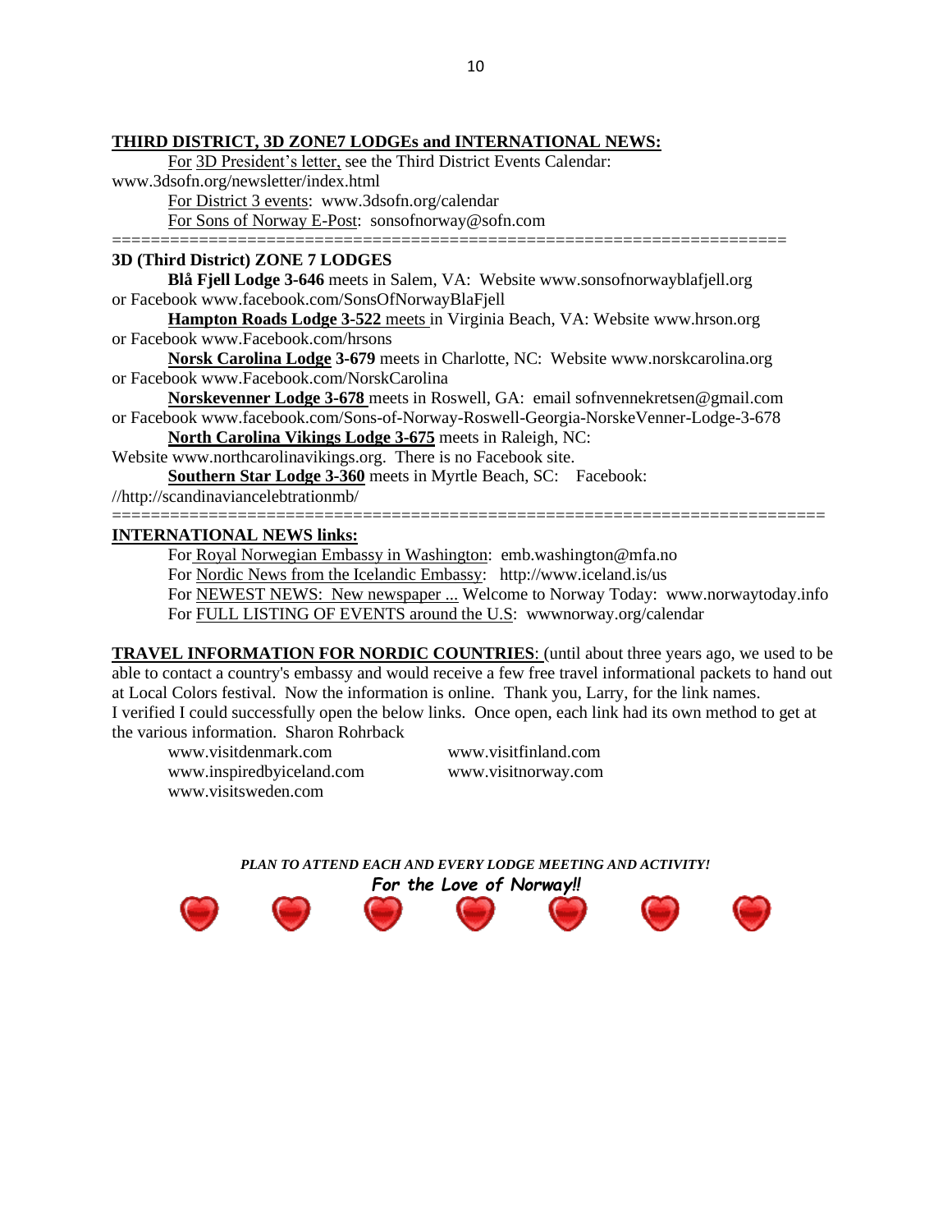**THIRD DISTRICT, 3D ZONE7 LODGEs and INTERNATIONAL NEWS:**

For 3D President's letter, see the Third District Events Calendar: www.3dsofn.org/newsletter/index.html

For District 3 events: www.3dsofn.org/calendar

For Sons of Norway E-Post: sonsofnorway@sofn.com

======================================================================

**3D (Third District) ZONE 7 LODGES**

**Blå Fjell Lodge 3-646** meets in Salem, VA: Website www.sonsofnorwayblafjell.org or Facebook www.facebook.com/SonsOfNorwayBlaFjell

**Hampton Roads Lodge 3-522** meets in Virginia Beach, VA: Website www.hrson.org or Facebook www.Facebook.com/hrsons

**Norsk Carolina Lodge 3-679** meets in Charlotte, NC: Website www.norskcarolina.org or Facebook www.Facebook.com/NorskCarolina

**Norskevenner Lodge 3-678** meets in Roswell, GA: email sofnvennekretsen@gmail.com or Facebook www.facebook.com/Sons-of-Norway-Roswell-Georgia-NorskeVenner-Lodge-3-678

**North Carolina Vikings Lodge 3-675** meets in Raleigh, NC: Website www.northcarolinavikings.org. There is no Facebook site.

**Southern Star Lodge 3-360** meets in Myrtle Beach, SC: Facebook: //http://scandinaviancelebtrationmb/

==========================================================================

**INTERNATIONAL NEWS links:**

For Royal Norwegian Embassy in Washington: emb.washington@mfa.no

For Nordic News from the Icelandic Embassy: http://www.iceland.is/us

For NEWEST NEWS: New newspaper ... Welcome to Norway Today: www.norwaytoday.info

For FULL LISTING OF EVENTS around the U.S: wwwnorway.org/calendar

**TRAVEL INFORMATION FOR NORDIC COUNTRIES**: (until about three years ago, we used to be able to contact a country's embassy and would receive a few free travel informational packets to hand out at Local Colors festival. Now the information is online. Thank you, Larry, for the link names. I verified I could successfully open the below links. Once open, each link had its own method to get at the various information. Sharon Rohrback

www.visitdenmark.com
www.visitfinland.com
www.inspiredbyiceland.com
www.visitnorway.com
www.visitsweden.com

***PLAN TO ATTEND EACH AND EVERY LODGE MEETING AND ACTIVITY!***

***For the Love of Norway!!***